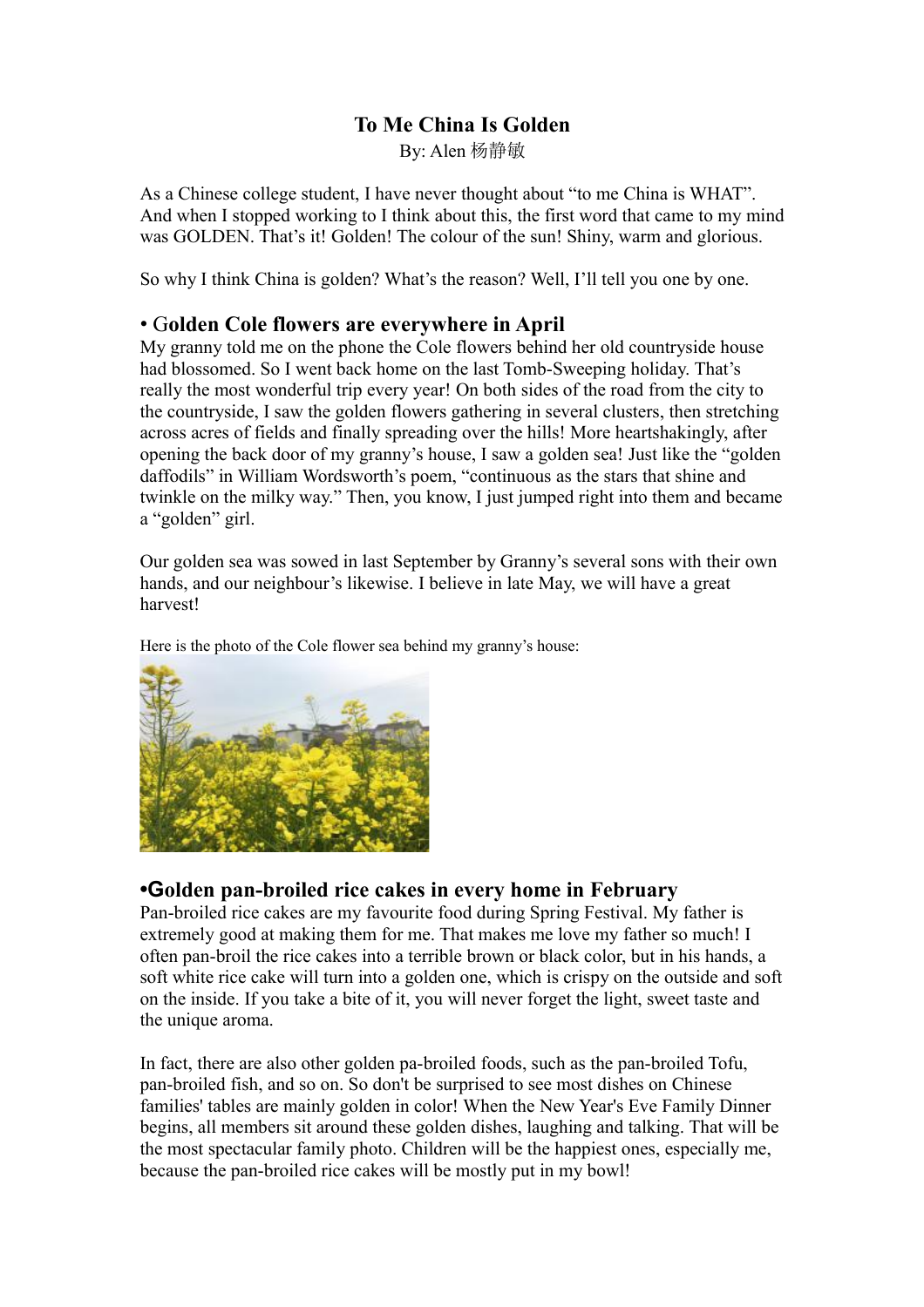# To Me China Is Golden

By: Alen 杨静敏

As a Chinese college student, I have never thought about "to me China is WHAT". And when I stopped working to I think about this, the first word that came to my mind was GOLDEN. That's it! Golden! The colour of the sun! Shiny, warm and glorious.

So why I think China is golden? What's the reason? Well, I'll tell you one by one.

## • Golden Cole flowers are everywhere in April

My granny told me on the phone the Cole flowers behind her old countryside house had blossomed. So I went back home on the last Tomb-Sweeping holiday. That's really the most wonderful trip every year! On both sides of the road from the city to the countryside, I saw the golden flowers gathering in several clusters, then stretching across acres of fields and finally spreading over the hills! More heartshakingly, after opening the back door of my granny's house, I saw a golden sea! Just like the "golden daffodils" in William Wordsworth's poem, "continuous as the stars that shine and twinkle on the milky way." Then, you know, I just jumped right into them and became a "golden" girl.

Our golden sea was sowed in last September by Granny's several sons with their own hands, and our neighbour's likewise. I believe in late May, we will have a great harvest!

Here is the photo of the Cole flower sea behind my granny's house:

## •Golden pan-broiled rice cakes in every home in February

Pan-broiled rice cakes are my favourite food during Spring Festival. My father is extremely good at making them for me. That makes me love my father so much! I often pan-broil the rice cakes into a terrible brown or black color, but in his hands, a soft white rice cake will turn into a golden one, which is crispy on the outside and soft on the inside. If you take a bite of it, you will never forget the light, sweet taste and the unique aroma.

In fact, there are also other golden pa-broiled foods, such as the pan-broiled Tofu, pan-broiled fish, and so on. So don't be surprised to see most dishes on Chinese families' tables are mainly golden in color! When the New Year's Eve Family Dinner begins, all members sit around these golden dishes, laughing and talking. That will be the most spectacular family photo. Children will be the happiest ones, especially me, because the pan-broiled rice cakes will be mostly put in my bowl!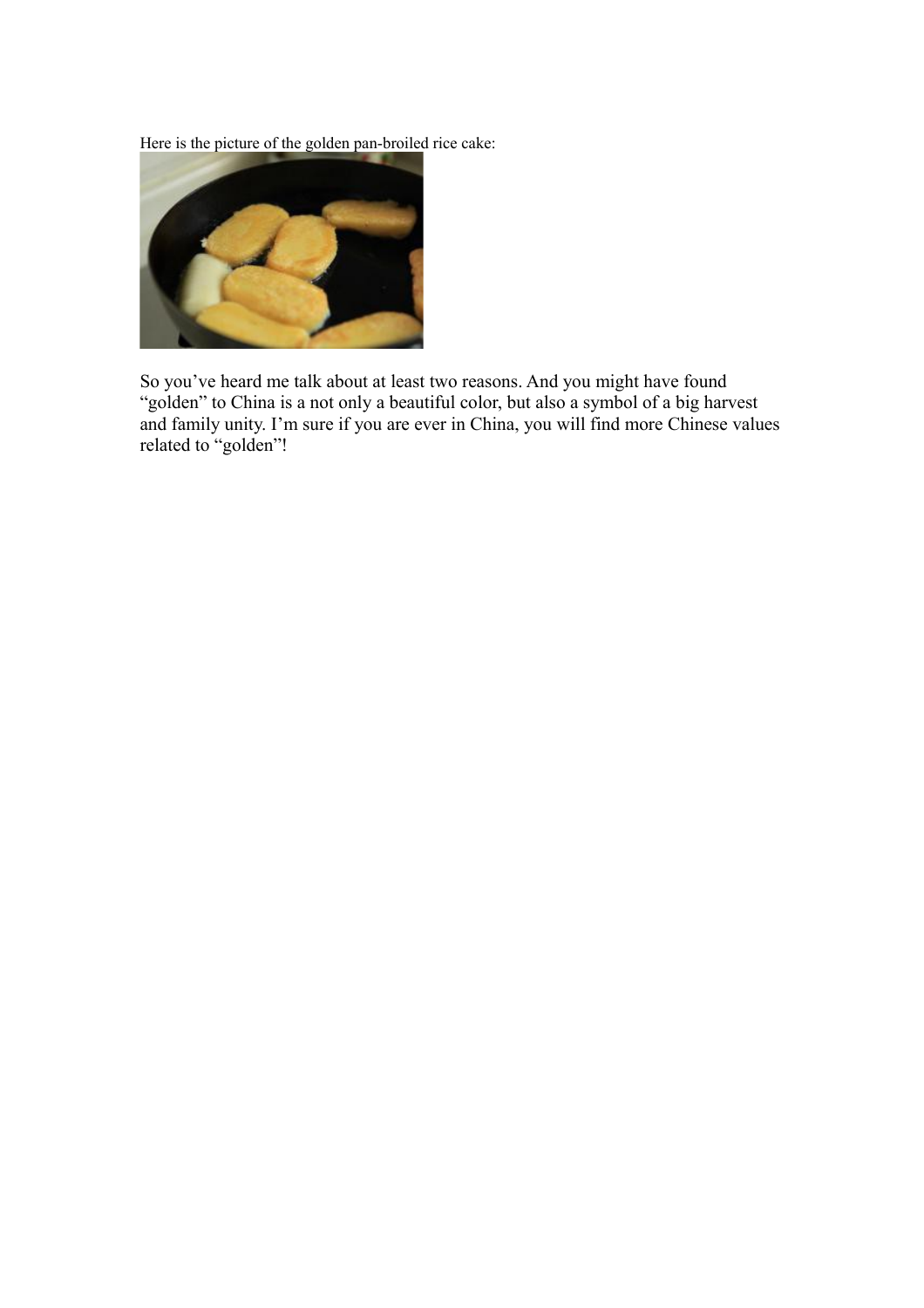Here is the picture of the golden pan-broiled rice cake:

So you’ve heard me talk about at least two reasons. And you might have found “golden” to China is a not only a beautiful color, but also a symbol of a big harvest and family unity. I’m sure if you are ever in China, you will find more Chinese values related to “golden”!